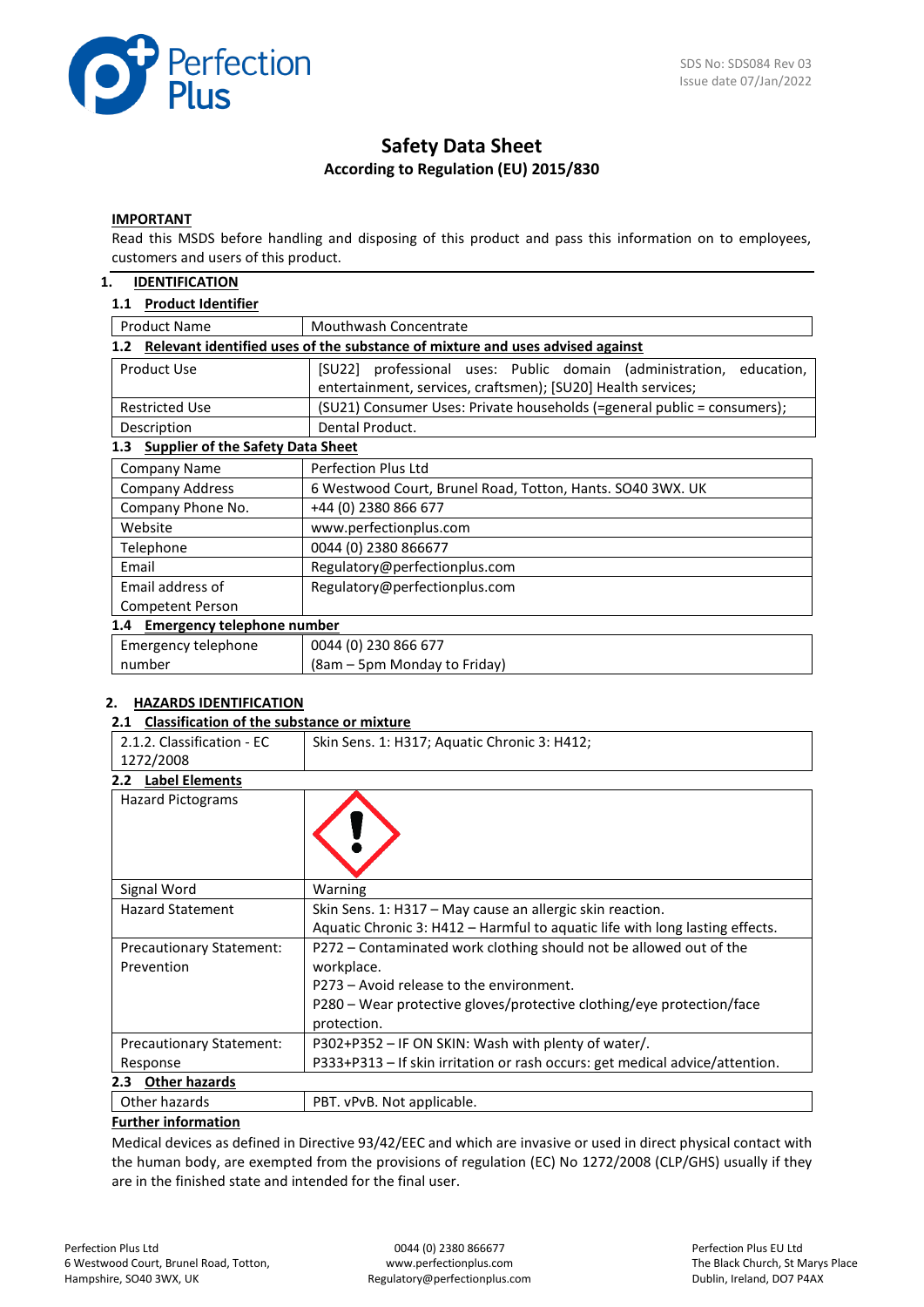SDS No: SDS084 Rev 03
Issue date 07/Jan/2022

# Safety Data Sheet

**According to Regulation (EU) 2015/830**

**IMPORTANT**

Read this MSDS before handling and disposing of this product and pass this information on to employees, customers and users of this product.

## 1. IDENTIFICATION

### 1.1 Product Identifier

| Product Name | Mouthwash Concentrate |
|---|---|

### 1.2 Relevant identified uses of the substance of mixture and uses advised against

| Product Use | [SU22] professional uses: Public domain (administration, education, entertainment, services, craftsmen); [SU20] Health services; |
|---|---|
| Restricted Use | (SU21) Consumer Uses: Private households (=general public = consumers); |
| Description | Dental Product. |

### 1.3 Supplier of the Safety Data Sheet

| Company Name | Perfection Plus Ltd |
|---|---|
| Company Address | 6 Westwood Court, Brunel Road, Totton, Hants. SO40 3WX. UK |
| Company Phone No. | +44 (0) 2380 866 677 |
| Website | www.perfectionplus.com |
| Telephone | 0044 (0) 2380 866677 |
| Email | Regulatory@perfectionplus.com |
| Email address of Competent Person | Regulatory@perfectionplus.com |

### 1.4 Emergency telephone number

| Emergency telephone number | 0044 (0) 230 866 677 (8am – 5pm Monday to Friday) |
|---|---|

## 2. HAZARDS IDENTIFICATION

### 2.1 Classification of the substance or mixture

| 2.1.2. Classification - EC 1272/2008 | Skin Sens. 1: H317; Aquatic Chronic 3: H412; |
|---|---|

### 2.2 Label Elements

| Hazard Pictograms | |
|---|---|
| Signal Word | Warning |
| Hazard Statement | Skin Sens. 1: H317 – May cause an allergic skin reaction. Aquatic Chronic 3: H412 – Harmful to aquatic life with long lasting effects. |
| Precautionary Statement: Prevention | P272 – Contaminated work clothing should not be allowed out of the workplace. P273 – Avoid release to the environment. P280 – Wear protective gloves/protective clothing/eye protection/face protection. |
| Precautionary Statement: Response | P302+P352 – IF ON SKIN: Wash with plenty of water/. P333+P313 – If skin irritation or rash occurs: get medical advice/attention. |

### 2.3 Other hazards

| Other hazards | PBT. vPvB. Not applicable. |
|---|---|

**Further information**

Medical devices as defined in Directive 93/42/EEC and which are invasive or used in direct physical contact with the human body, are exempted from the provisions of regulation (EC) No 1272/2008 (CLP/GHS) usually if they are in the finished state and intended for the final user.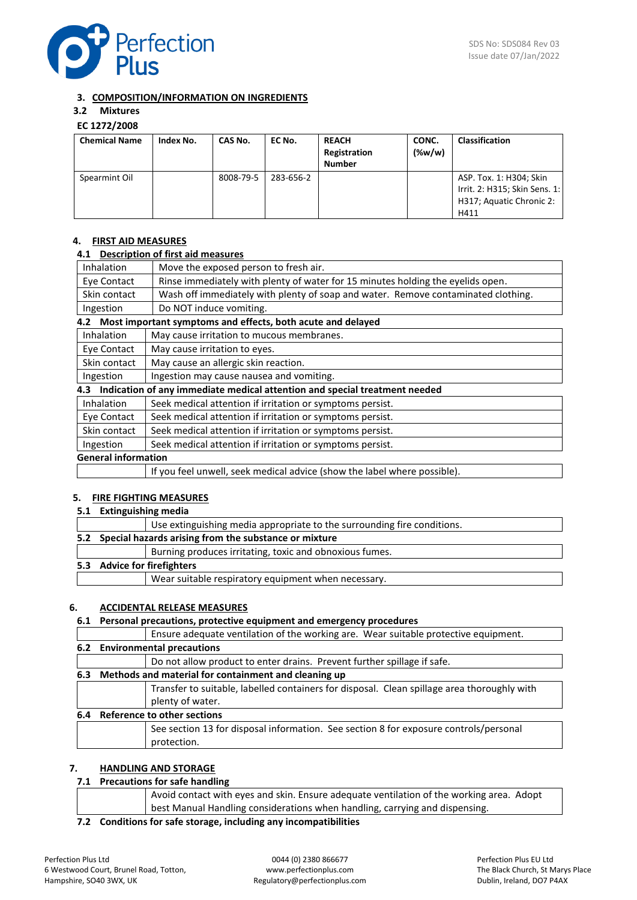## 3. COMPOSITION/INFORMATION ON INGREDIENTS

### 3.2 Mixtures

**EC 1272/2008**

| Chemical Name | Index No. | CAS No. | EC No. | REACH Registration Number | CONC. (%w/w) | Classification |
|---|---|---|---|---|---|---|
| Spearmint Oil | | 8008-79-5 | 283-656-2 | | | ASP. Tox. 1: H304; Skin Irrit. 2: H315; Skin Sens. 1: H317; Aquatic Chronic 2: H411 |

## 4. FIRST AID MEASURES

### 4.1 Description of first aid measures

| | |
|---|---|
| Inhalation | Move the exposed person to fresh air. |
| Eye Contact | Rinse immediately with plenty of water for 15 minutes holding the eyelids open. |
| Skin contact | Wash off immediately with plenty of soap and water. Remove contaminated clothing. |
| Ingestion | Do NOT induce vomiting. |

### 4.2 Most important symptoms and effects, both acute and delayed

| | |
|---|---|
| Inhalation | May cause irritation to mucous membranes. |
| Eye Contact | May cause irritation to eyes. |
| Skin contact | May cause an allergic skin reaction. |
| Ingestion | Ingestion may cause nausea and vomiting. |

### 4.3 Indication of any immediate medical attention and special treatment needed

| | |
|---|---|
| Inhalation | Seek medical attention if irritation or symptoms persist. |
| Eye Contact | Seek medical attention if irritation or symptoms persist. |
| Skin contact | Seek medical attention if irritation or symptoms persist. |
| Ingestion | Seek medical attention if irritation or symptoms persist. |

**General information**

| | |
|---|---|
| | If you feel unwell, seek medical advice (show the label where possible). |

## 5. FIRE FIGHTING MEASURES

### 5.1 Extinguishing media

| | |
|---|---|
| | Use extinguishing media appropriate to the surrounding fire conditions. |

### 5.2 Special hazards arising from the substance or mixture

| | |
|---|---|
| | Burning produces irritating, toxic and obnoxious fumes. |

### 5.3 Advice for firefighters

| | |
|---|---|
| | Wear suitable respiratory equipment when necessary. |

## 6. ACCIDENTAL RELEASE MEASURES

### 6.1 Personal precautions, protective equipment and emergency procedures

| | |
|---|---|
| | Ensure adequate ventilation of the working are. Wear suitable protective equipment. |

### 6.2 Environmental precautions

| | |
|---|---|
| | Do not allow product to enter drains. Prevent further spillage if safe. |

### 6.3 Methods and material for containment and cleaning up

| | |
|---|---|
| | Transfer to suitable, labelled containers for disposal. Clean spillage area thoroughly with plenty of water. |

### 6.4 Reference to other sections

| | |
|---|---|
| | See section 13 for disposal information. See section 8 for exposure controls/personal protection. |

## 7. HANDLING AND STORAGE

### 7.1 Precautions for safe handling

| | |
|---|---|
| | Avoid contact with eyes and skin. Ensure adequate ventilation of the working area. Adopt best Manual Handling considerations when handling, carrying and dispensing. |

### 7.2 Conditions for safe storage, including any incompatibilities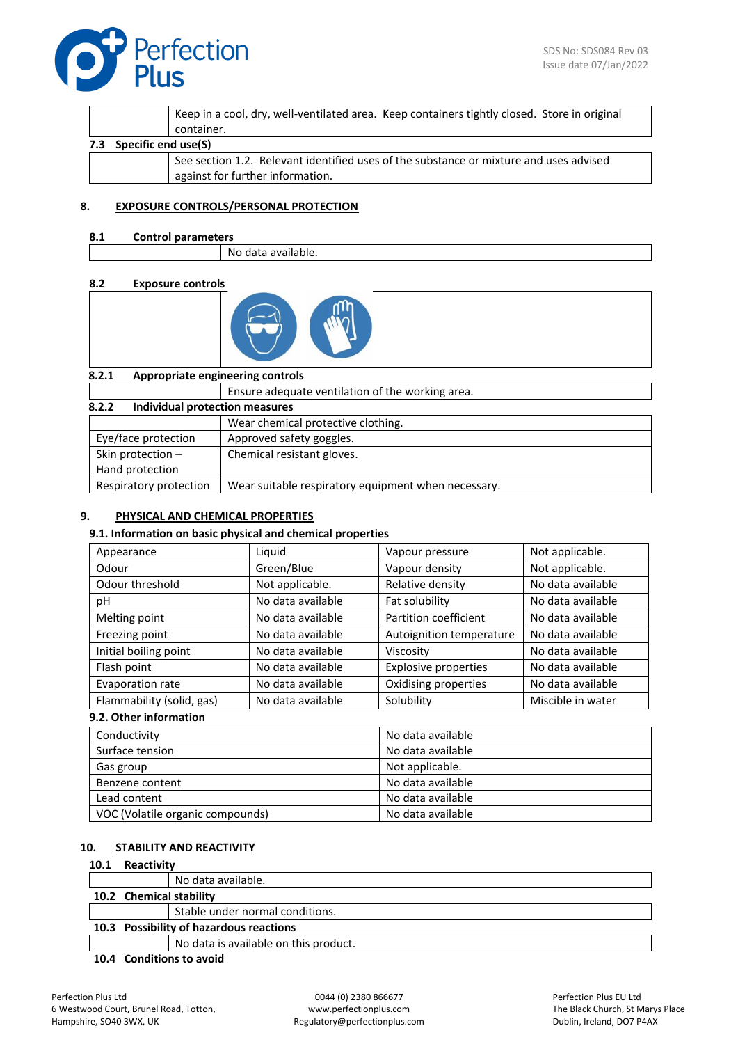| | |
|---|---|
| | Keep in a cool, dry, well-ventilated area. Keep containers tightly closed. Store in original container. |

**7.3 Specific end use(S)**

| | |
|---|---|
| | See section 1.2. Relevant identified uses of the substance or mixture and uses advised against for further information. |

## 8. EXPOSURE CONTROLS/PERSONAL PROTECTION

**8.1 Control parameters**

| | |
|---|---|
| | No data available. |

**8.2 Exposure controls**

**8.2.1 Appropriate engineering controls**

| | |
|---|---|
| | Ensure adequate ventilation of the working area. |

**8.2.2 Individual protection measures**

| | |
|---|---|
| | Wear chemical protective clothing. |
| Eye/face protection | Approved safety goggles. |
| Skin protection – Hand protection | Chemical resistant gloves. |
| Respiratory protection | Wear suitable respiratory equipment when necessary. |

## 9. PHYSICAL AND CHEMICAL PROPERTIES

**9.1. Information on basic physical and chemical properties**

| | | | |
|---|---|---|---|
| Appearance | Liquid | Vapour pressure | Not applicable. |
| Odour | Green/Blue | Vapour density | Not applicable. |
| Odour threshold | Not applicable. | Relative density | No data available |
| pH | No data available | Fat solubility | No data available |
| Melting point | No data available | Partition coefficient | No data available |
| Freezing point | No data available | Autoignition temperature | No data available |
| Initial boiling point | No data available | Viscosity | No data available |
| Flash point | No data available | Explosive properties | No data available |
| Evaporation rate | No data available | Oxidising properties | No data available |
| Flammability (solid, gas) | No data available | Solubility | Miscible in water |

**9.2. Other information**

| | |
|---|---|
| Conductivity | No data available |
| Surface tension | No data available |
| Gas group | Not applicable. |
| Benzene content | No data available |
| Lead content | No data available |
| VOC (Volatile organic compounds) | No data available |

## 10. STABILITY AND REACTIVITY

**10.1 Reactivity**

| | |
|---|---|
| | No data available. |

**10.2 Chemical stability**

| | |
|---|---|
| | Stable under normal conditions. |

**10.3 Possibility of hazardous reactions**

| | |
|---|---|
| | No data is available on this product. |

**10.4 Conditions to avoid**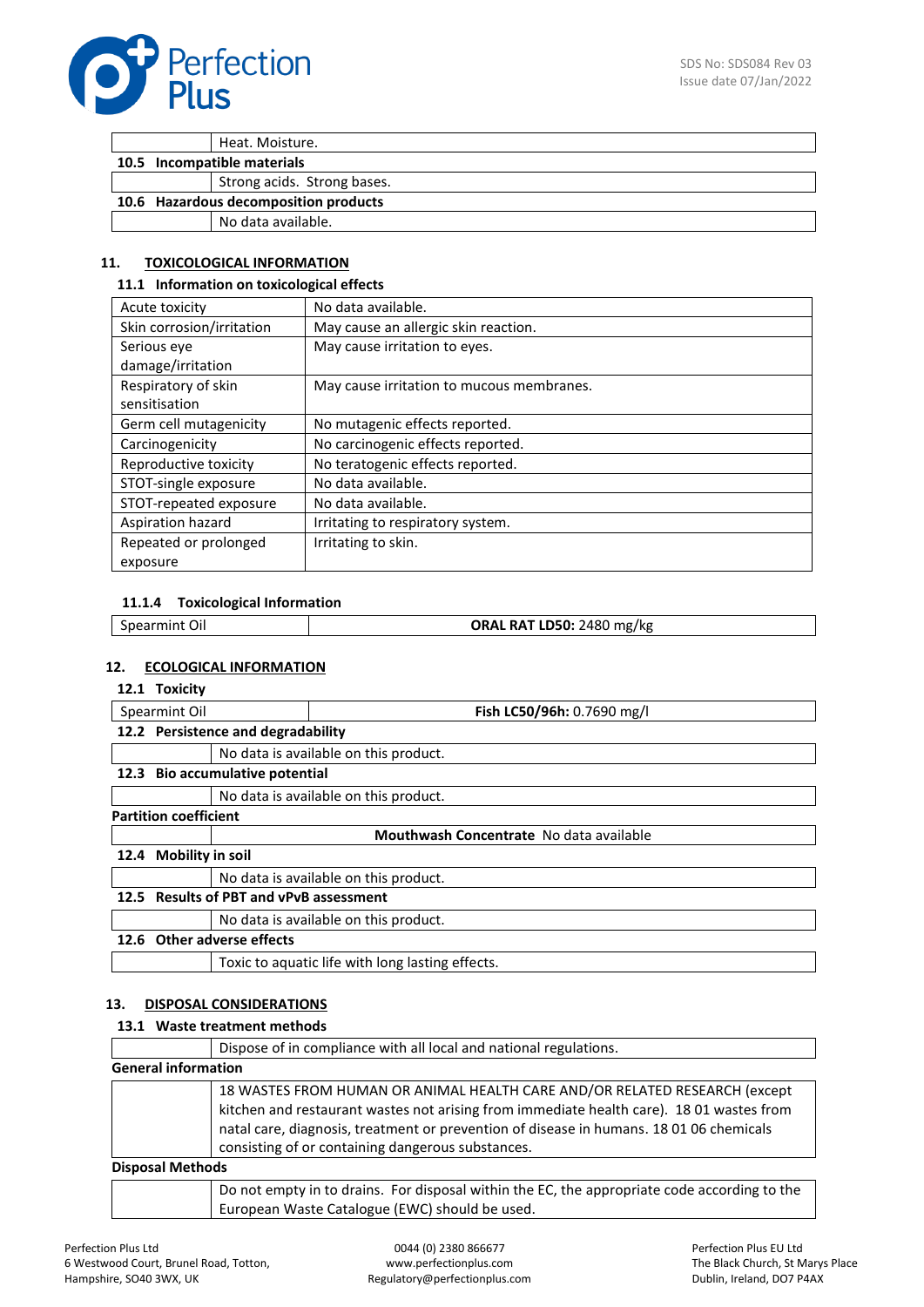| | Heat. Moisture. |
|---|---|

**10.5 Incompatible materials**

| | Strong acids. Strong bases. |
|---|---|

**10.6 Hazardous decomposition products**

| | No data available. |
|---|---|

## 11. TOXICOLOGICAL INFORMATION

### 11.1 Information on toxicological effects

| Acute toxicity | No data available. |
|---|---|
| Skin corrosion/irritation | May cause an allergic skin reaction. |
| Serious eye damage/irritation | May cause irritation to eyes. |
| Respiratory of skin sensitisation | May cause irritation to mucous membranes. |
| Germ cell mutagenicity | No mutagenic effects reported. |
| Carcinogenicity | No carcinogenic effects reported. |
| Reproductive toxicity | No teratogenic effects reported. |
| STOT-single exposure | No data available. |
| STOT-repeated exposure | No data available. |
| Aspiration hazard | Irritating to respiratory system. |
| Repeated or prolonged exposure | Irritating to skin. |

#### 11.1.4 Toxicological Information

| Spearmint Oil | **ORAL RAT LD50:** 2480 mg/kg |
|---|---|

## 12. ECOLOGICAL INFORMATION

### 12.1 Toxicity

| Spearmint Oil | **Fish LC50/96h:** 0.7690 mg/l |
|---|---|

### 12.2 Persistence and degradability

| | No data is available on this product. |
|---|---|

### 12.3 Bio accumulative potential

| | No data is available on this product. |
|---|---|

**Partition coefficient**

| | **Mouthwash Concentrate** No data available |
|---|---|

### 12.4 Mobility in soil

| | No data is available on this product. |
|---|---|

### 12.5 Results of PBT and vPvB assessment

| | No data is available on this product. |
|---|---|

### 12.6 Other adverse effects

| | Toxic to aquatic life with long lasting effects. |
|---|---|

## 13. DISPOSAL CONSIDERATIONS

### 13.1 Waste treatment methods

| | Dispose of in compliance with all local and national regulations. |
|---|---|

**General information**

| | 18 WASTES FROM HUMAN OR ANIMAL HEALTH CARE AND/OR RELATED RESEARCH (except kitchen and restaurant wastes not arising from immediate health care). 18 01 wastes from natal care, diagnosis, treatment or prevention of disease in humans. 18 01 06 chemicals consisting of or containing dangerous substances. |
|---|---|

**Disposal Methods**

| | Do not empty in to drains. For disposal within the EC, the appropriate code according to the European Waste Catalogue (EWC) should be used. |
|---|---|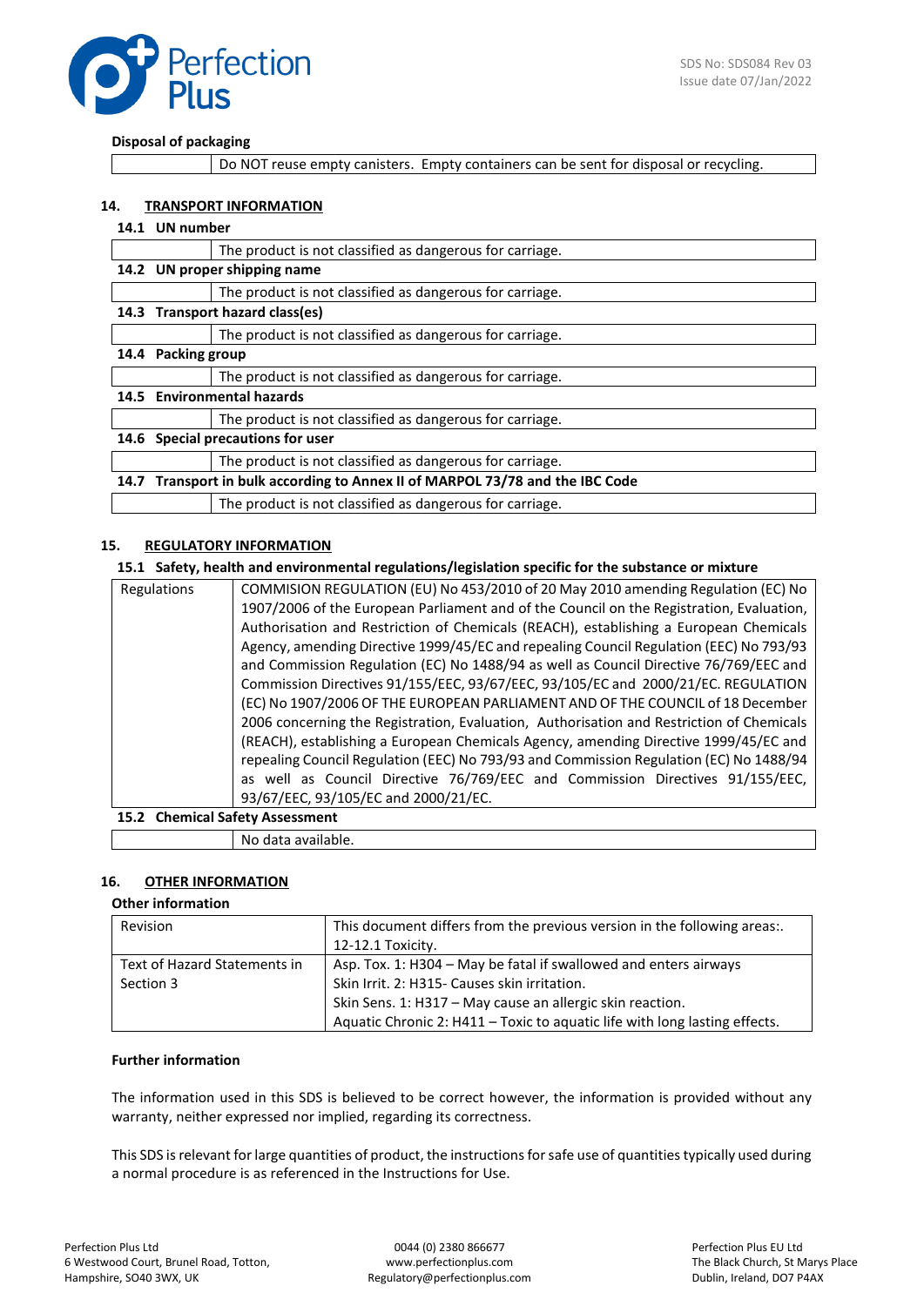**Disposal of packaging**

| | |
|---|---|
| | Do NOT reuse empty canisters. Empty containers can be sent for disposal or recycling. |

## 14. TRANSPORT INFORMATION

### 14.1 UN number

| | |
|---|---|
| | The product is not classified as dangerous for carriage. |

### 14.2 UN proper shipping name

| | |
|---|---|
| | The product is not classified as dangerous for carriage. |

### 14.3 Transport hazard class(es)

| | |
|---|---|
| | The product is not classified as dangerous for carriage. |

### 14.4 Packing group

| | |
|---|---|
| | The product is not classified as dangerous for carriage. |

### 14.5 Environmental hazards

| | |
|---|---|
| | The product is not classified as dangerous for carriage. |

### 14.6 Special precautions for user

| | |
|---|---|
| | The product is not classified as dangerous for carriage. |

### 14.7 Transport in bulk according to Annex II of MARPOL 73/78 and the IBC Code

| | |
|---|---|
| | The product is not classified as dangerous for carriage. |

## 15. REGULATORY INFORMATION

### 15.1 Safety, health and environmental regulations/legislation specific for the substance or mixture

| | |
|---|---|
| Regulations | COMMISION REGULATION (EU) No 453/2010 of 20 May 2010 amending Regulation (EC) No 1907/2006 of the European Parliament and of the Council on the Registration, Evaluation, Authorisation and Restriction of Chemicals (REACH), establishing a European Chemicals Agency, amending Directive 1999/45/EC and repealing Council Regulation (EEC) No 793/93 and Commission Regulation (EC) No 1488/94 as well as Council Directive 76/769/EEC and Commission Directives 91/155/EEC, 93/67/EEC, 93/105/EC and 2000/21/EC. REGULATION (EC) No 1907/2006 OF THE EUROPEAN PARLIAMENT AND OF THE COUNCIL of 18 December 2006 concerning the Registration, Evaluation, Authorisation and Restriction of Chemicals (REACH), establishing a European Chemicals Agency, amending Directive 1999/45/EC and repealing Council Regulation (EEC) No 793/93 and Commission Regulation (EC) No 1488/94 as well as Council Directive 76/769/EEC and Commission Directives 91/155/EEC, 93/67/EEC, 93/105/EC and 2000/21/EC. |

### 15.2 Chemical Safety Assessment

| | |
|---|---|
| | No data available. |

## 16. OTHER INFORMATION

**Other information**

| | |
|---|---|
| Revision | This document differs from the previous version in the following areas:. 12-12.1 Toxicity. |
| Text of Hazard Statements in Section 3 | Asp. Tox. 1: H304 – May be fatal if swallowed and enters airways<br>Skin Irrit. 2: H315- Causes skin irritation.<br>Skin Sens. 1: H317 – May cause an allergic skin reaction.<br>Aquatic Chronic 2: H411 – Toxic to aquatic life with long lasting effects. |

**Further information**

The information used in this SDS is believed to be correct however, the information is provided without any warranty, neither expressed nor implied, regarding its correctness.

This SDS is relevant for large quantities of product, the instructions for safe use of quantities typically used during a normal procedure is as referenced in the Instructions for Use.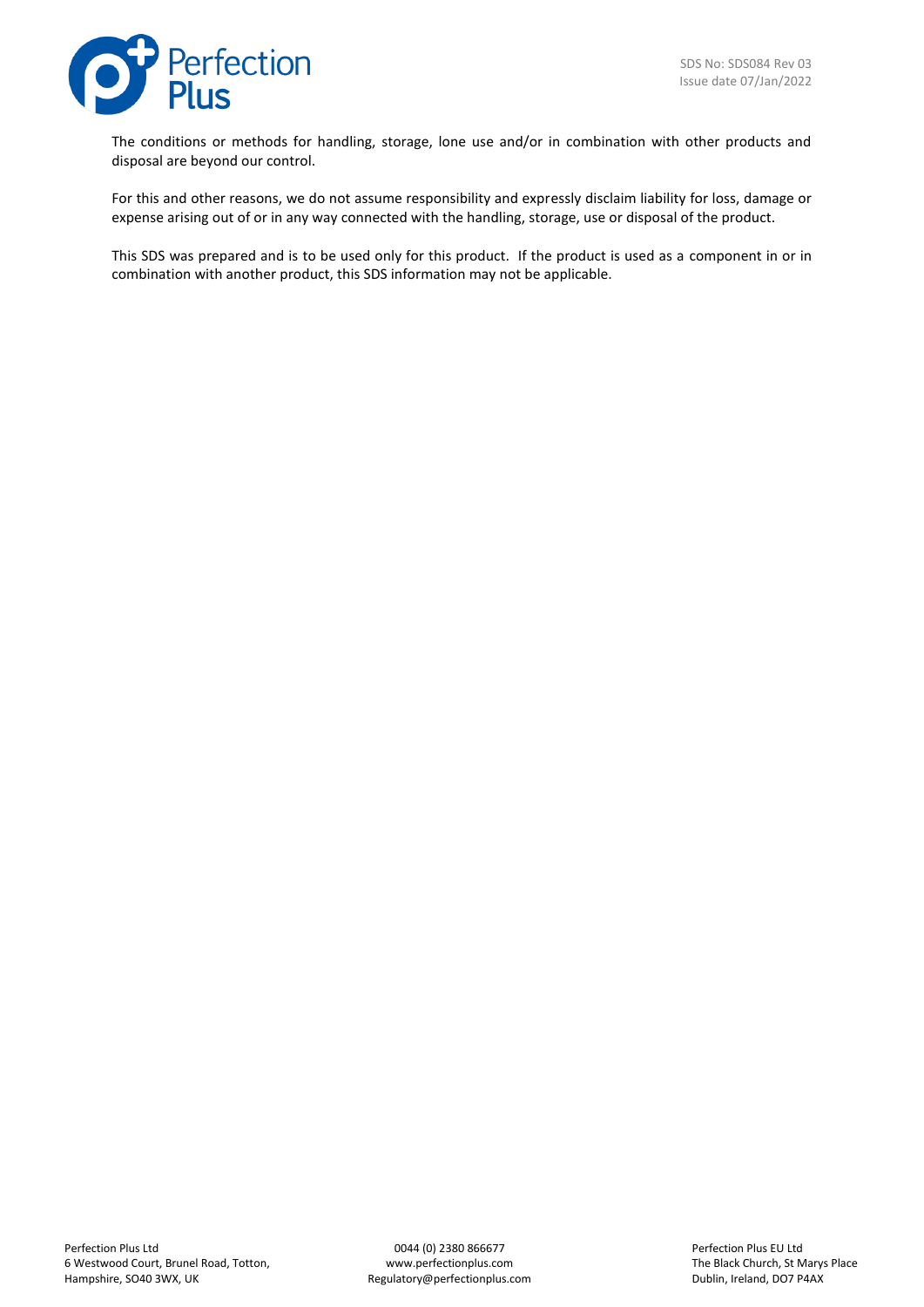The conditions or methods for handling, storage, lone use and/or in combination with other products and disposal are beyond our control.

For this and other reasons, we do not assume responsibility and expressly disclaim liability for loss, damage or expense arising out of or in any way connected with the handling, storage, use or disposal of the product.

This SDS was prepared and is to be used only for this product. If the product is used as a component in or in combination with another product, this SDS information may not be applicable.